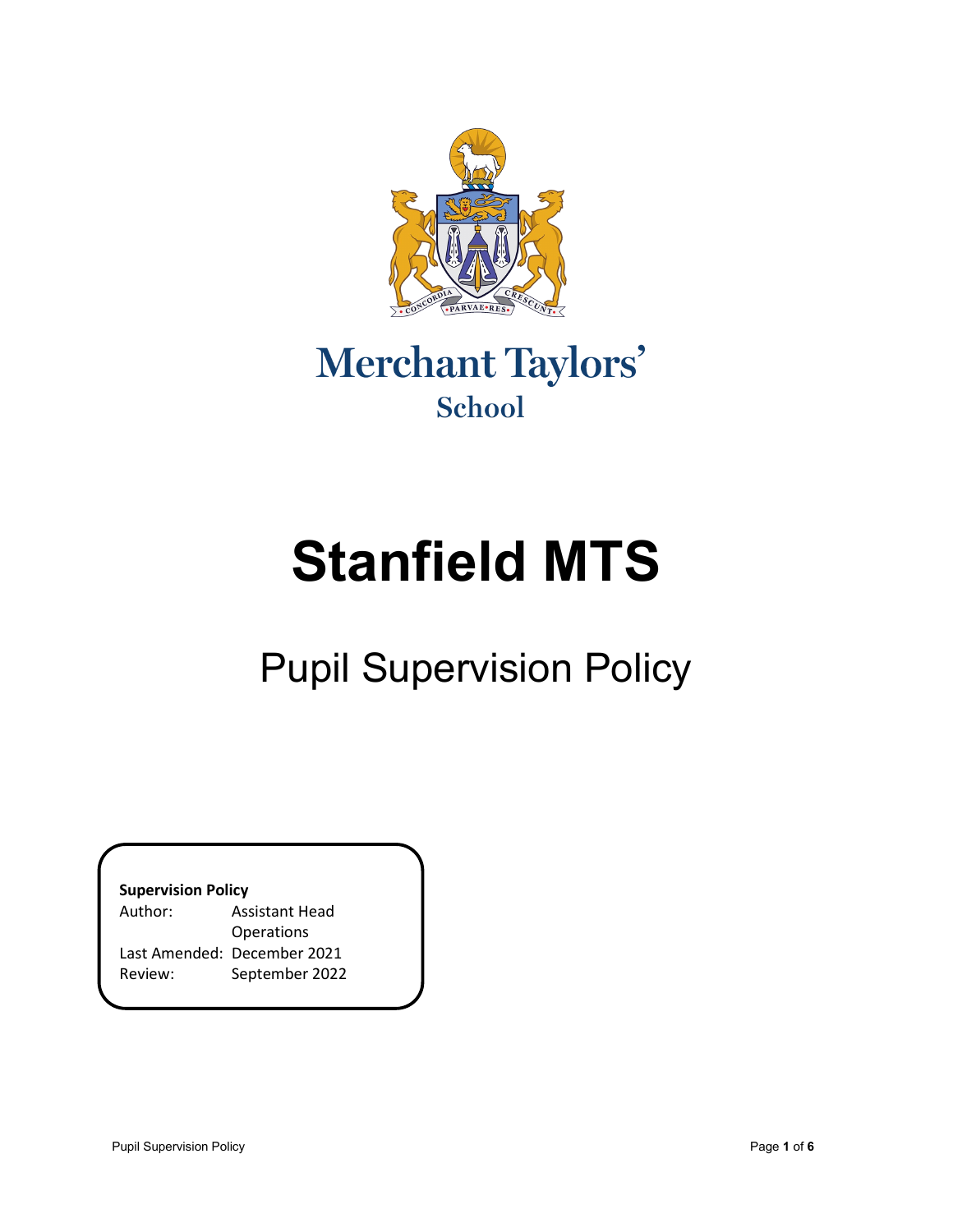Merchant Taylors'
School

# Stanfield MTS

## Pupil Supervision Policy

**Supervision Policy**

| | |
|---|---|
| Author: | Assistant Head Operations |
| Last Amended: | December 2021 |
| Review: | September 2022 |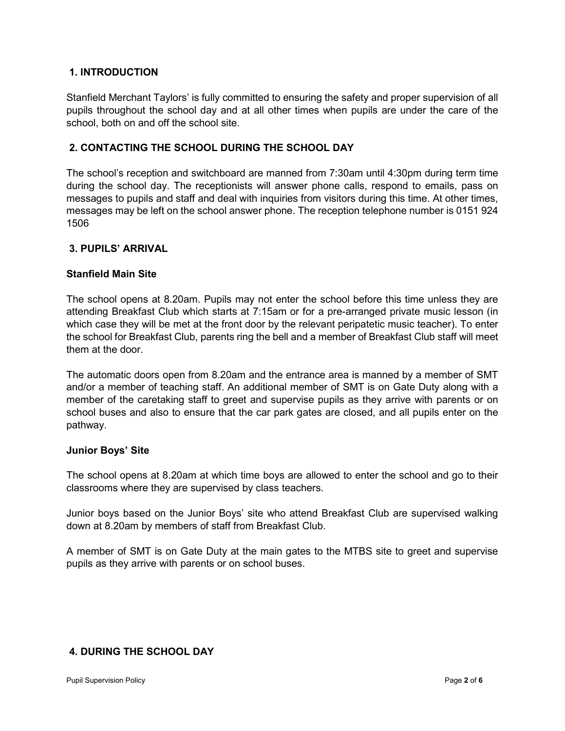## 1. INTRODUCTION

Stanfield Merchant Taylors' is fully committed to ensuring the safety and proper supervision of all pupils throughout the school day and at all other times when pupils are under the care of the school, both on and off the school site.

## 2. CONTACTING THE SCHOOL DURING THE SCHOOL DAY

The school's reception and switchboard are manned from 7:30am until 4:30pm during term time during the school day. The receptionists will answer phone calls, respond to emails, pass on messages to pupils and staff and deal with inquiries from visitors during this time. At other times, messages may be left on the school answer phone. The reception telephone number is 0151 924 1506

## 3. PUPILS' ARRIVAL

### Stanfield Main Site

The school opens at 8.20am. Pupils may not enter the school before this time unless they are attending Breakfast Club which starts at 7:15am or for a pre-arranged private music lesson (in which case they will be met at the front door by the relevant peripatetic music teacher). To enter the school for Breakfast Club, parents ring the bell and a member of Breakfast Club staff will meet them at the door.

The automatic doors open from 8.20am and the entrance area is manned by a member of SMT and/or a member of teaching staff. An additional member of SMT is on Gate Duty along with a member of the caretaking staff to greet and supervise pupils as they arrive with parents or on school buses and also to ensure that the car park gates are closed, and all pupils enter on the pathway.

### Junior Boys' Site

The school opens at 8.20am at which time boys are allowed to enter the school and go to their classrooms where they are supervised by class teachers.

Junior boys based on the Junior Boys' site who attend Breakfast Club are supervised walking down at 8.20am by members of staff from Breakfast Club.

A member of SMT is on Gate Duty at the main gates to the MTBS site to greet and supervise pupils as they arrive with parents or on school buses.

## 4. DURING THE SCHOOL DAY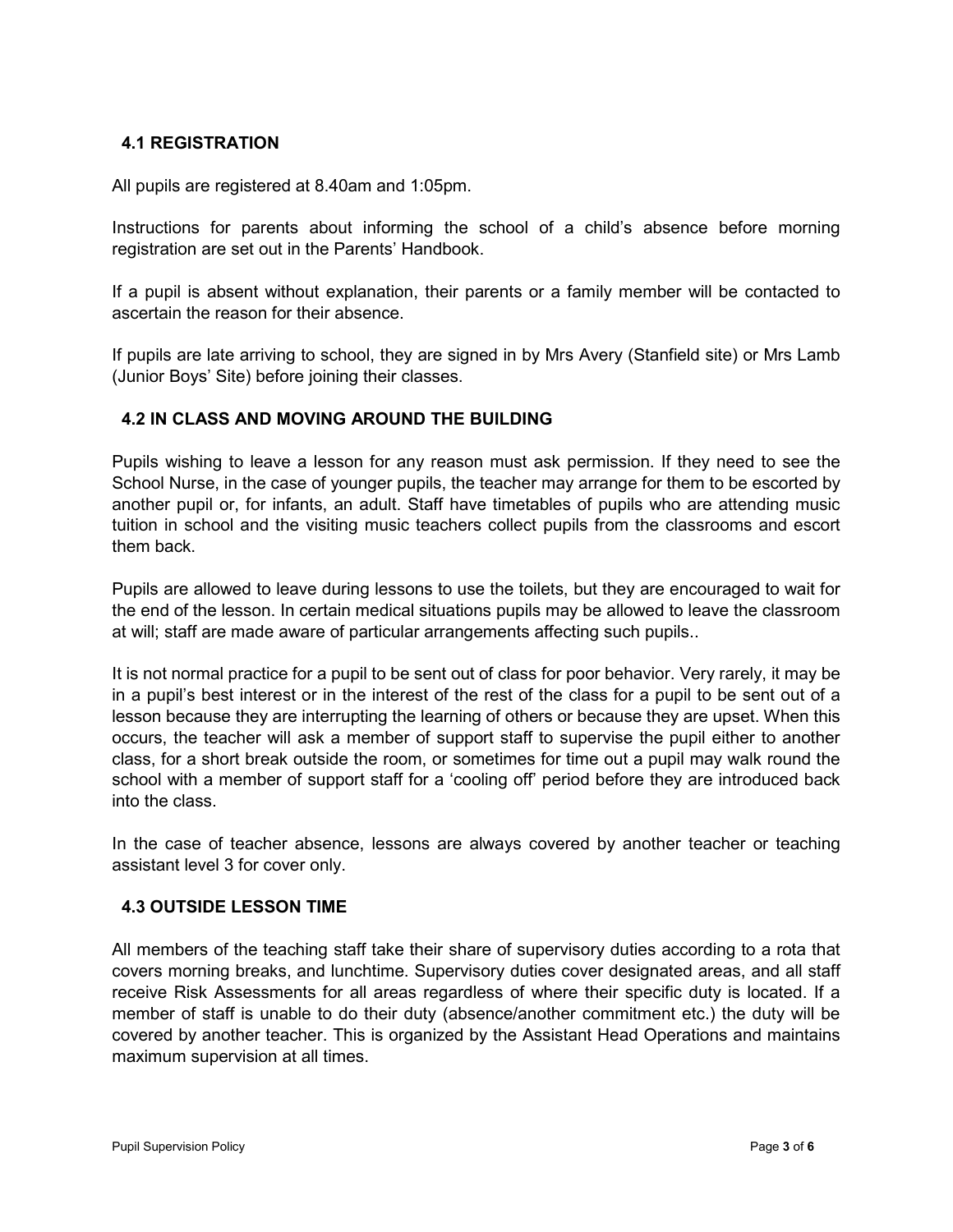## 4.1 REGISTRATION

All pupils are registered at 8.40am and 1:05pm.

Instructions for parents about informing the school of a child's absence before morning registration are set out in the Parents' Handbook.

If a pupil is absent without explanation, their parents or a family member will be contacted to ascertain the reason for their absence.

If pupils are late arriving to school, they are signed in by Mrs Avery (Stanfield site) or Mrs Lamb (Junior Boys' Site) before joining their classes.

## 4.2 IN CLASS AND MOVING AROUND THE BUILDING

Pupils wishing to leave a lesson for any reason must ask permission. If they need to see the School Nurse, in the case of younger pupils, the teacher may arrange for them to be escorted by another pupil or, for infants, an adult. Staff have timetables of pupils who are attending music tuition in school and the visiting music teachers collect pupils from the classrooms and escort them back.

Pupils are allowed to leave during lessons to use the toilets, but they are encouraged to wait for the end of the lesson. In certain medical situations pupils may be allowed to leave the classroom at will; staff are made aware of particular arrangements affecting such pupils..

It is not normal practice for a pupil to be sent out of class for poor behavior. Very rarely, it may be in a pupil's best interest or in the interest of the rest of the class for a pupil to be sent out of a lesson because they are interrupting the learning of others or because they are upset. When this occurs, the teacher will ask a member of support staff to supervise the pupil either to another class, for a short break outside the room, or sometimes for time out a pupil may walk round the school with a member of support staff for a 'cooling off' period before they are introduced back into the class.

In the case of teacher absence, lessons are always covered by another teacher or teaching assistant level 3 for cover only.

## 4.3 OUTSIDE LESSON TIME

All members of the teaching staff take their share of supervisory duties according to a rota that covers morning breaks, and lunchtime. Supervisory duties cover designated areas, and all staff receive Risk Assessments for all areas regardless of where their specific duty is located. If a member of staff is unable to do their duty (absence/another commitment etc.) the duty will be covered by another teacher. This is organized by the Assistant Head Operations and maintains maximum supervision at all times.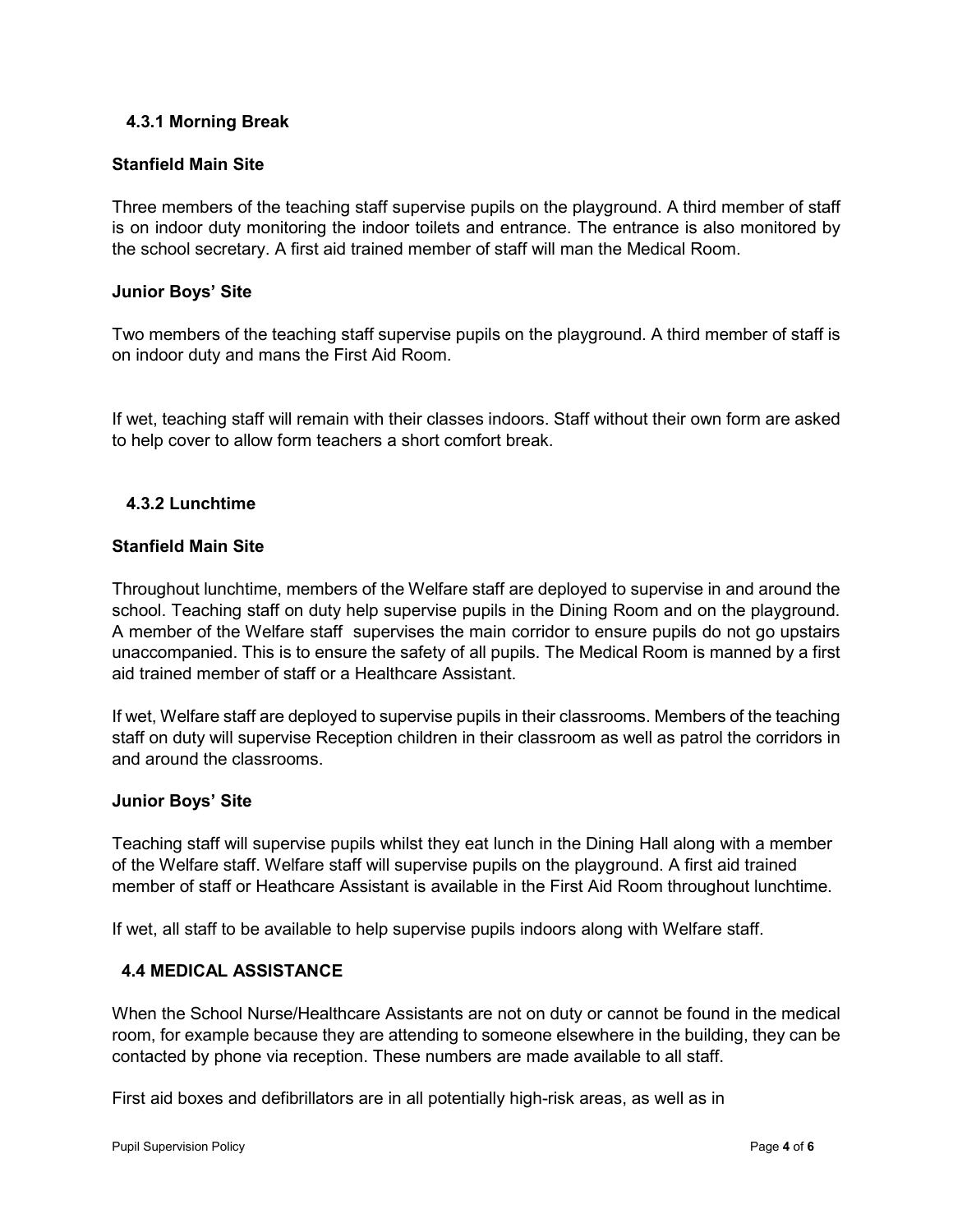### 4.3.1 Morning Break

**Stanfield Main Site**

Three members of the teaching staff supervise pupils on the playground. A third member of staff is on indoor duty monitoring the indoor toilets and entrance. The entrance is also monitored by the school secretary. A first aid trained member of staff will man the Medical Room.

**Junior Boys' Site**

Two members of the teaching staff supervise pupils on the playground. A third member of staff is on indoor duty and mans the First Aid Room.

If wet, teaching staff will remain with their classes indoors. Staff without their own form are asked to help cover to allow form teachers a short comfort break.

### 4.3.2 Lunchtime

**Stanfield Main Site**

Throughout lunchtime, members of the Welfare staff are deployed to supervise in and around the school. Teaching staff on duty help supervise pupils in the Dining Room and on the playground. A member of the Welfare staff supervises the main corridor to ensure pupils do not go upstairs unaccompanied. This is to ensure the safety of all pupils. The Medical Room is manned by a first aid trained member of staff or a Healthcare Assistant.

If wet, Welfare staff are deployed to supervise pupils in their classrooms. Members of the teaching staff on duty will supervise Reception children in their classroom as well as patrol the corridors in and around the classrooms.

**Junior Boys' Site**

Teaching staff will supervise pupils whilst they eat lunch in the Dining Hall along with a member of the Welfare staff. Welfare staff will supervise pupils on the playground. A first aid trained member of staff or Heathcare Assistant is available in the First Aid Room throughout lunchtime.

If wet, all staff to be available to help supervise pupils indoors along with Welfare staff.

## 4.4 MEDICAL ASSISTANCE

When the School Nurse/Healthcare Assistants are not on duty or cannot be found in the medical room, for example because they are attending to someone elsewhere in the building, they can be contacted by phone via reception. These numbers are made available to all staff.

First aid boxes and defibrillators are in all potentially high-risk areas, as well as in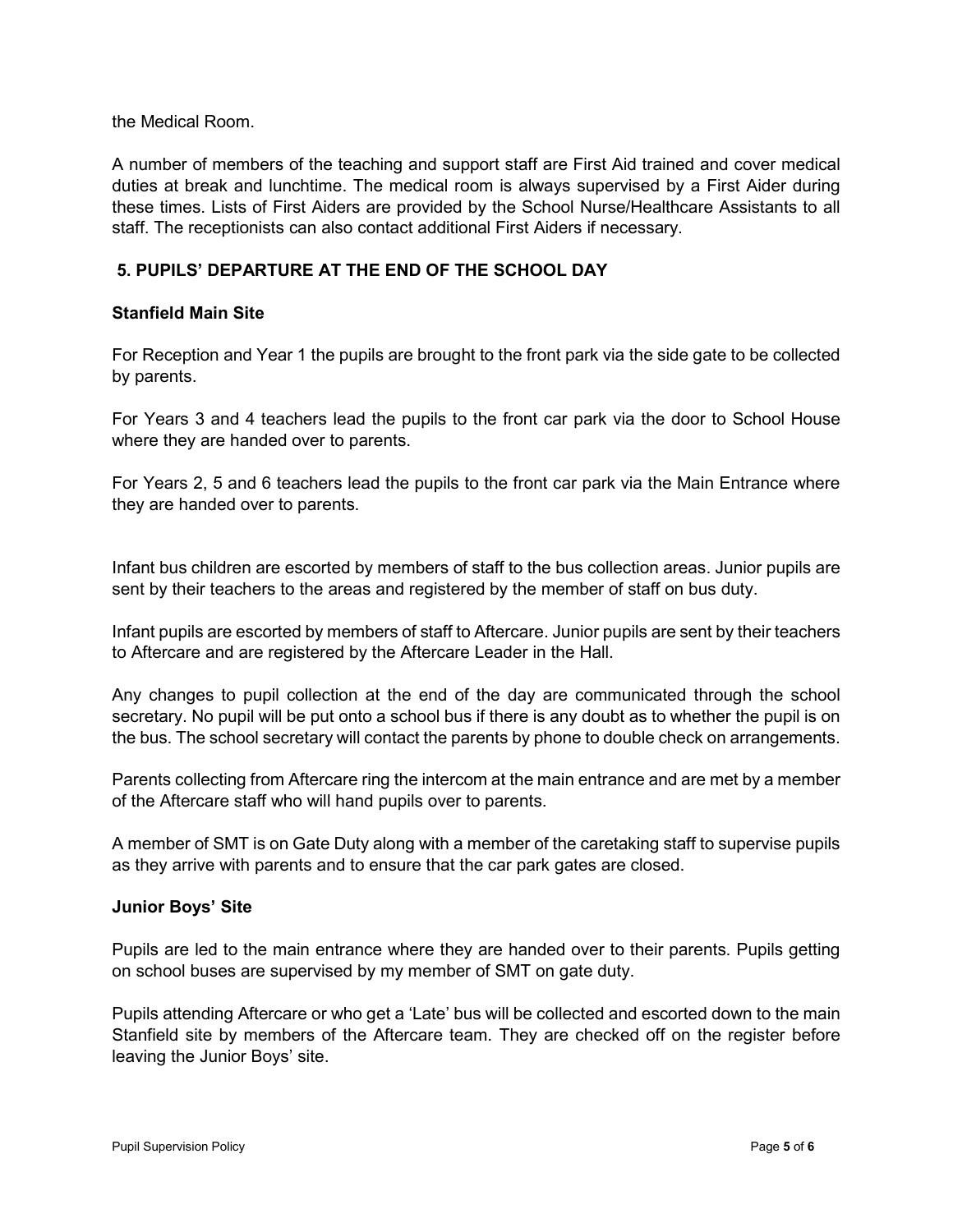the Medical Room.

A number of members of the teaching and support staff are First Aid trained and cover medical duties at break and lunchtime. The medical room is always supervised by a First Aider during these times. Lists of First Aiders are provided by the School Nurse/Healthcare Assistants to all staff. The receptionists can also contact additional First Aiders if necessary.

## 5. PUPILS' DEPARTURE AT THE END OF THE SCHOOL DAY

### Stanfield Main Site

For Reception and Year 1 the pupils are brought to the front park via the side gate to be collected by parents.

For Years 3 and 4 teachers lead the pupils to the front car park via the door to School House where they are handed over to parents.

For Years 2, 5 and 6 teachers lead the pupils to the front car park via the Main Entrance where they are handed over to parents.

Infant bus children are escorted by members of staff to the bus collection areas. Junior pupils are sent by their teachers to the areas and registered by the member of staff on bus duty.

Infant pupils are escorted by members of staff to Aftercare. Junior pupils are sent by their teachers to Aftercare and are registered by the Aftercare Leader in the Hall.

Any changes to pupil collection at the end of the day are communicated through the school secretary. No pupil will be put onto a school bus if there is any doubt as to whether the pupil is on the bus. The school secretary will contact the parents by phone to double check on arrangements.

Parents collecting from Aftercare ring the intercom at the main entrance and are met by a member of the Aftercare staff who will hand pupils over to parents.

A member of SMT is on Gate Duty along with a member of the caretaking staff to supervise pupils as they arrive with parents and to ensure that the car park gates are closed.

### Junior Boys' Site

Pupils are led to the main entrance where they are handed over to their parents. Pupils getting on school buses are supervised by my member of SMT on gate duty.

Pupils attending Aftercare or who get a 'Late' bus will be collected and escorted down to the main Stanfield site by members of the Aftercare team. They are checked off on the register before leaving the Junior Boys' site.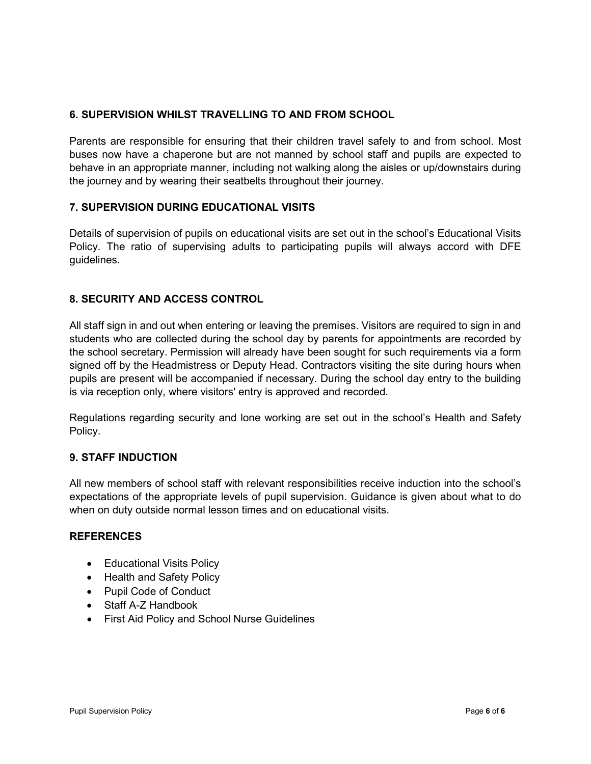## 6. SUPERVISION WHILST TRAVELLING TO AND FROM SCHOOL

Parents are responsible for ensuring that their children travel safely to and from school. Most buses now have a chaperone but are not manned by school staff and pupils are expected to behave in an appropriate manner, including not walking along the aisles or up/downstairs during the journey and by wearing their seatbelts throughout their journey.

## 7. SUPERVISION DURING EDUCATIONAL VISITS

Details of supervision of pupils on educational visits are set out in the school's Educational Visits Policy. The ratio of supervising adults to participating pupils will always accord with DFE guidelines.

## 8. SECURITY AND ACCESS CONTROL

All staff sign in and out when entering or leaving the premises. Visitors are required to sign in and students who are collected during the school day by parents for appointments are recorded by the school secretary. Permission will already have been sought for such requirements via a form signed off by the Headmistress or Deputy Head. Contractors visiting the site during hours when pupils are present will be accompanied if necessary. During the school day entry to the building is via reception only, where visitors' entry is approved and recorded.

Regulations regarding security and lone working are set out in the school's Health and Safety Policy.

## 9. STAFF INDUCTION

All new members of school staff with relevant responsibilities receive induction into the school's expectations of the appropriate levels of pupil supervision. Guidance is given about what to do when on duty outside normal lesson times and on educational visits.

## REFERENCES

- Educational Visits Policy
- Health and Safety Policy
- Pupil Code of Conduct
- Staff A-Z Handbook
- First Aid Policy and School Nurse Guidelines